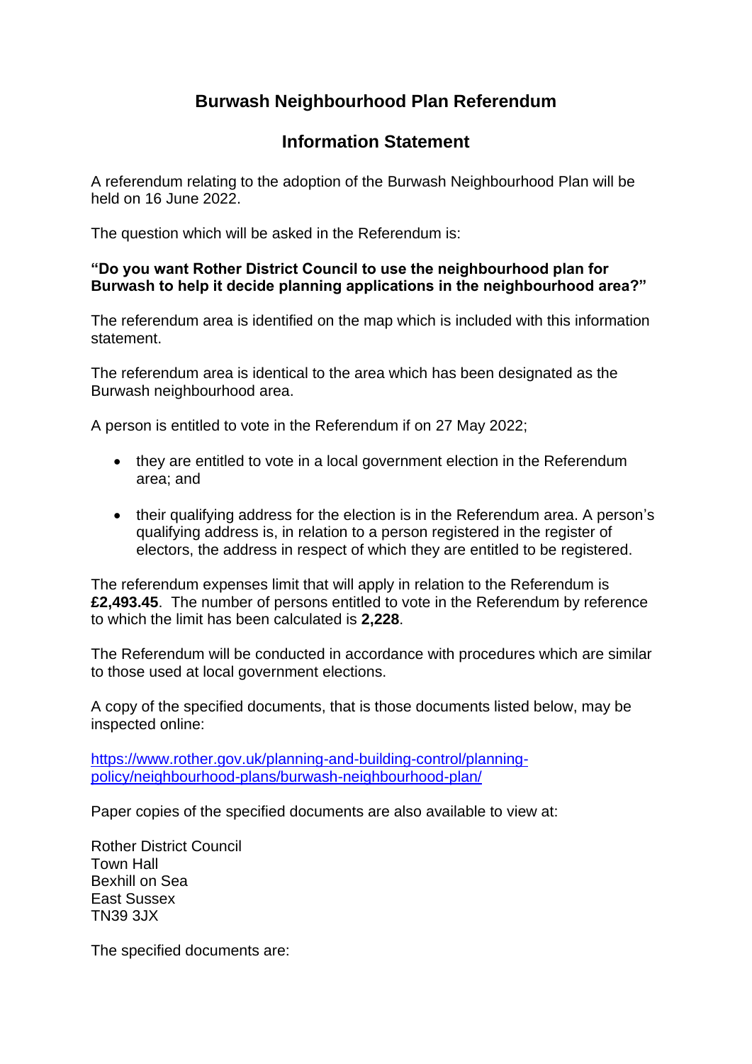# Burwash Neighbourhood Plan Referendum

## Information Statement

A referendum relating to the adoption of the Burwash Neighbourhood Plan will be held on 16 June 2022.

The question which will be asked in the Referendum is:

**"Do you want Rother District Council to use the neighbourhood plan for Burwash to help it decide planning applications in the neighbourhood area?"**

The referendum area is identified on the map which is included with this information statement.

The referendum area is identical to the area which has been designated as the Burwash neighbourhood area.

A person is entitled to vote in the Referendum if on 27 May 2022;

- they are entitled to vote in a local government election in the Referendum area; and
- their qualifying address for the election is in the Referendum area. A person's qualifying address is, in relation to a person registered in the register of electors, the address in respect of which they are entitled to be registered.

The referendum expenses limit that will apply in relation to the Referendum is **£2,493.45**. The number of persons entitled to vote in the Referendum by reference to which the limit has been calculated is **2,228**.

The Referendum will be conducted in accordance with procedures which are similar to those used at local government elections.

A copy of the specified documents, that is those documents listed below, may be inspected online:

[https://www.rother.gov.uk/planning-and-building-control/planning-policy/neighbourhood-plans/burwash-neighbourhood-plan/](https://www.rother.gov.uk/planning-and-building-control/planning-policy/neighbourhood-plans/burwash-neighbourhood-plan/)

Paper copies of the specified documents are also available to view at:

Rother District Council
Town Hall
Bexhill on Sea
East Sussex
TN39 3JX

The specified documents are: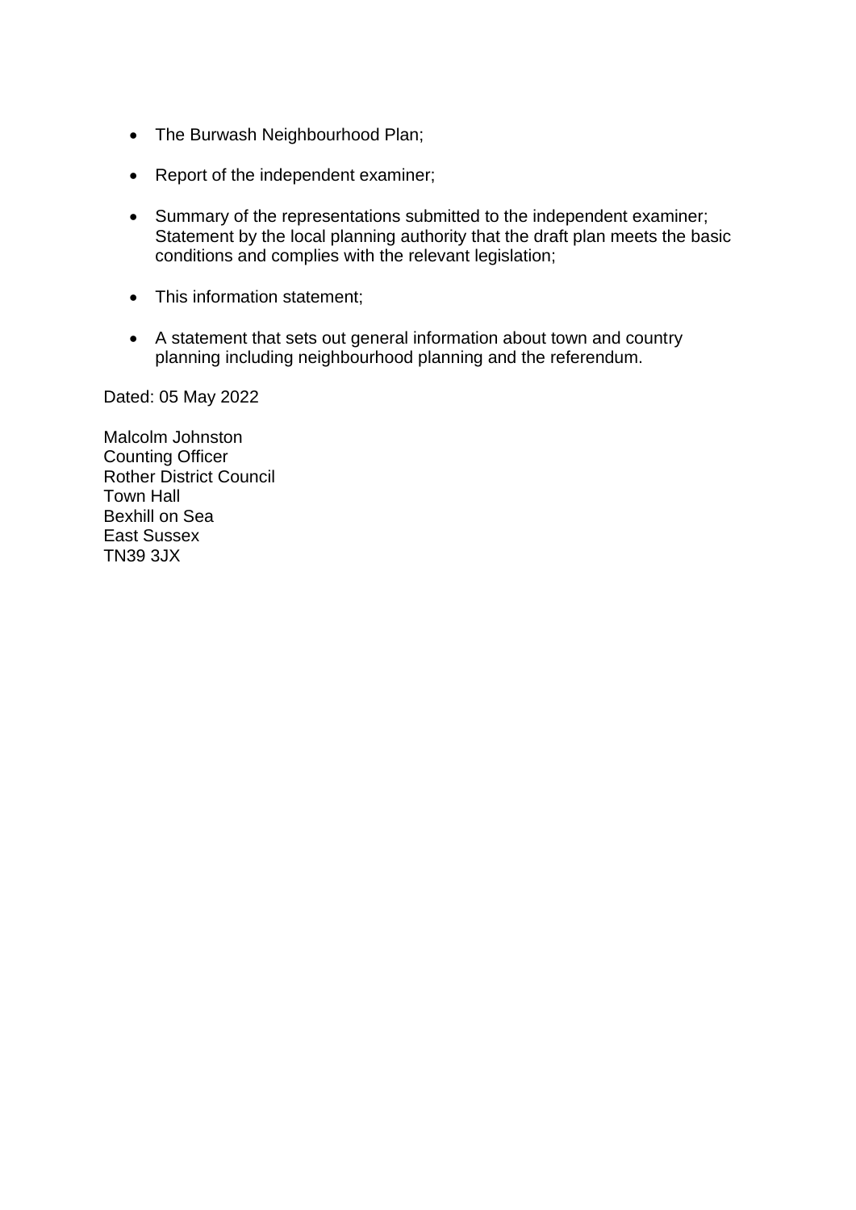- The Burwash Neighbourhood Plan;
- Report of the independent examiner;
- Summary of the representations submitted to the independent examiner; Statement by the local planning authority that the draft plan meets the basic conditions and complies with the relevant legislation;
- This information statement;
- A statement that sets out general information about town and country planning including neighbourhood planning and the referendum.

Dated: 05 May 2022

Malcolm Johnston
Counting Officer
Rother District Council
Town Hall
Bexhill on Sea
East Sussex
TN39 3JX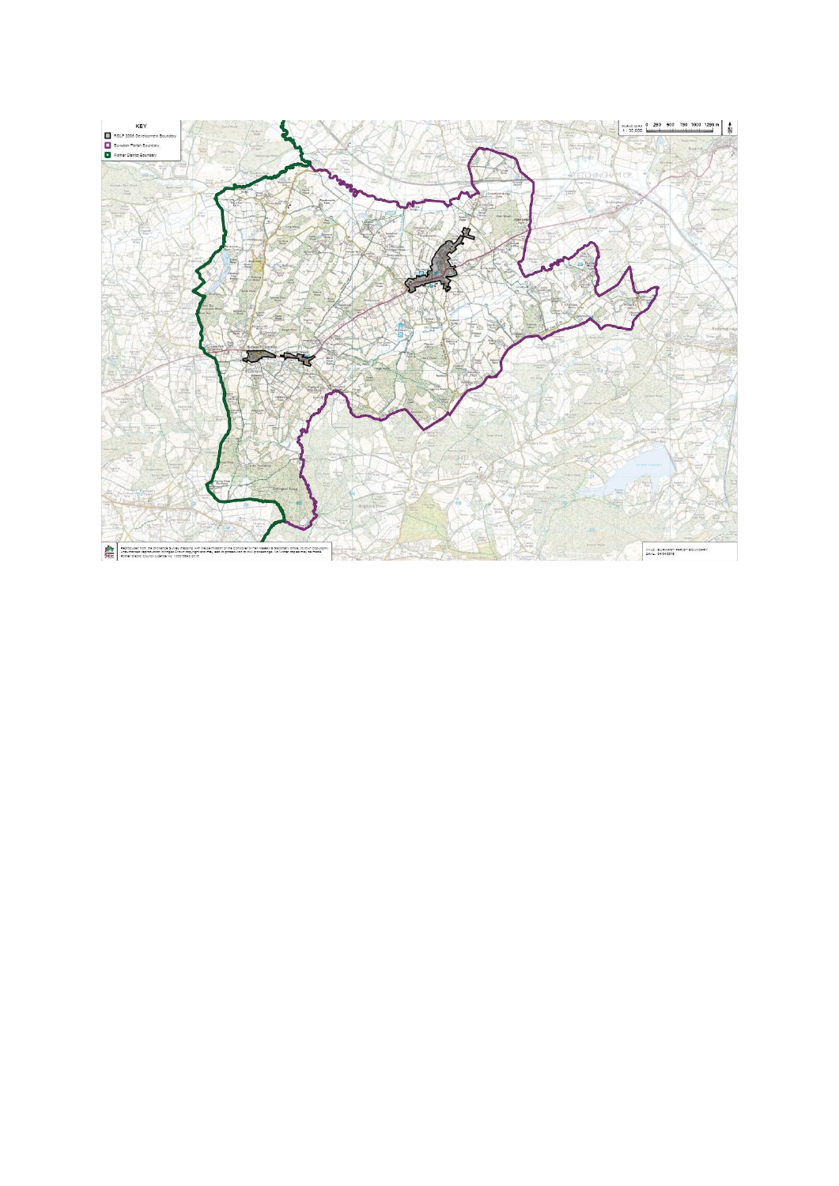KEY

RDLP 2006 Development Boundary

Burwash Parish Boundary

Rother District Boundary

SCALE @ A3 1 : 30,000

0 250 500 750 1000 1250 m

N

Reproduced from the Ordnance Survey mapping with the permission of the Controller of Her Majesty's Stationery Office. (c) Crown Copyright. Unauthorised reproduction infringes Crown copyright and may lead to prosecution or civil proceedings. No further copies may be made. Rother District Council Licence No. 100018643 2016

TITLE: BURWASH PARISH BOUNDARY

DATE: 04/04/2016